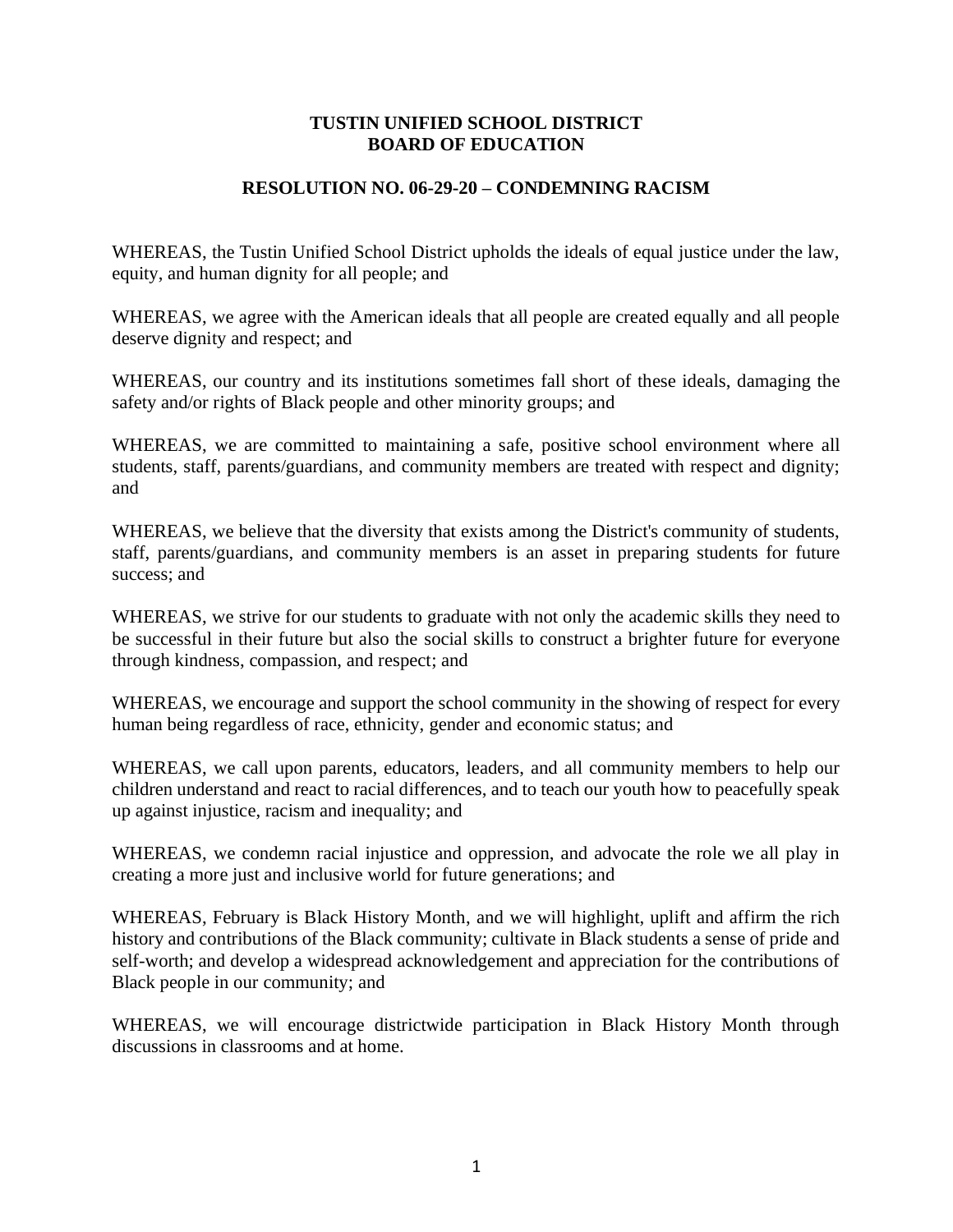# TUSTIN UNIFIED SCHOOL DISTRICT
# BOARD OF EDUCATION

## RESOLUTION NO. 06-29-20 – CONDEMNING RACISM

WHEREAS, the Tustin Unified School District upholds the ideals of equal justice under the law, equity, and human dignity for all people; and

WHEREAS, we agree with the American ideals that all people are created equally and all people deserve dignity and respect; and

WHEREAS, our country and its institutions sometimes fall short of these ideals, damaging the safety and/or rights of Black people and other minority groups; and

WHEREAS, we are committed to maintaining a safe, positive school environment where all students, staff, parents/guardians, and community members are treated with respect and dignity; and

WHEREAS, we believe that the diversity that exists among the District's community of students, staff, parents/guardians, and community members is an asset in preparing students for future success; and

WHEREAS, we strive for our students to graduate with not only the academic skills they need to be successful in their future but also the social skills to construct a brighter future for everyone through kindness, compassion, and respect; and

WHEREAS, we encourage and support the school community in the showing of respect for every human being regardless of race, ethnicity, gender and economic status; and

WHEREAS, we call upon parents, educators, leaders, and all community members to help our children understand and react to racial differences, and to teach our youth how to peacefully speak up against injustice, racism and inequality; and

WHEREAS, we condemn racial injustice and oppression, and advocate the role we all play in creating a more just and inclusive world for future generations; and

WHEREAS, February is Black History Month, and we will highlight, uplift and affirm the rich history and contributions of the Black community; cultivate in Black students a sense of pride and self-worth; and develop a widespread acknowledgement and appreciation for the contributions of Black people in our community; and

WHEREAS, we will encourage districtwide participation in Black History Month through discussions in classrooms and at home.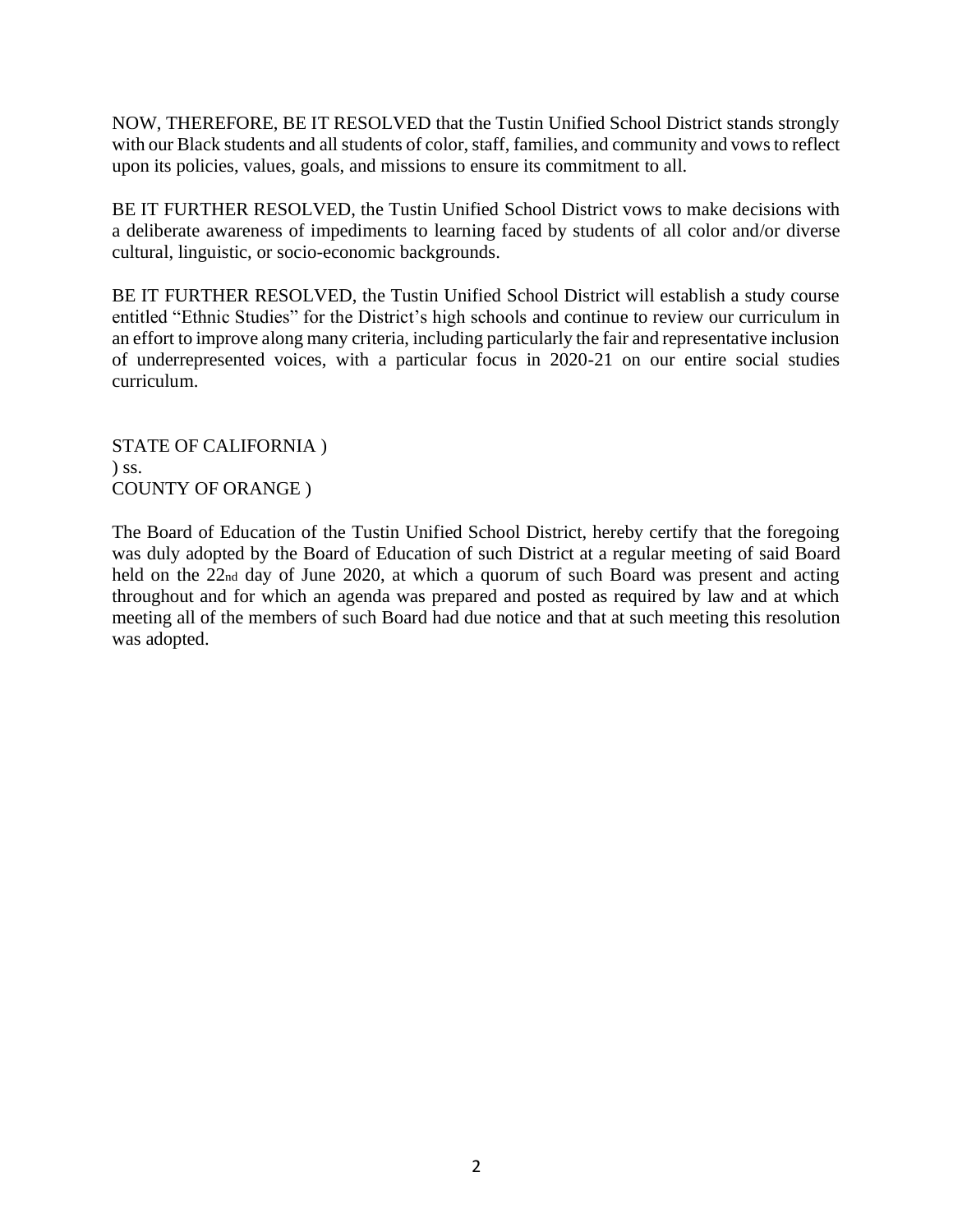NOW, THEREFORE, BE IT RESOLVED that the Tustin Unified School District stands strongly with our Black students and all students of color, staff, families, and community and vows to reflect upon its policies, values, goals, and missions to ensure its commitment to all.

BE IT FURTHER RESOLVED, the Tustin Unified School District vows to make decisions with a deliberate awareness of impediments to learning faced by students of all color and/or diverse cultural, linguistic, or socio-economic backgrounds.

BE IT FURTHER RESOLVED, the Tustin Unified School District will establish a study course entitled "Ethnic Studies" for the District's high schools and continue to review our curriculum in an effort to improve along many criteria, including particularly the fair and representative inclusion of underrepresented voices, with a particular focus in 2020-21 on our entire social studies curriculum.

STATE OF CALIFORNIA )
) ss.
COUNTY OF ORANGE )

The Board of Education of the Tustin Unified School District, hereby certify that the foregoing was duly adopted by the Board of Education of such District at a regular meeting of said Board held on the 22nd day of June 2020, at which a quorum of such Board was present and acting throughout and for which an agenda was prepared and posted as required by law and at which meeting all of the members of such Board had due notice and that at such meeting this resolution was adopted.